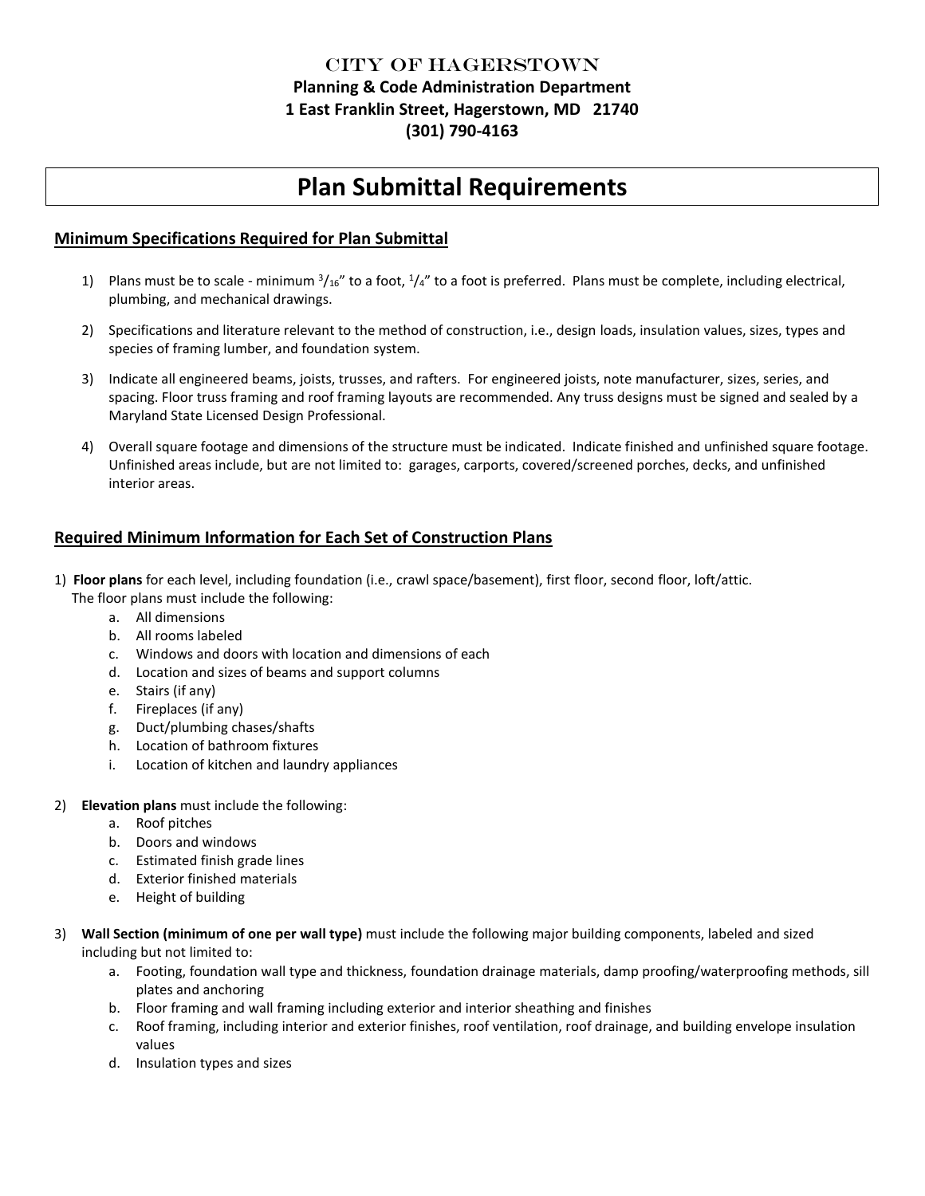CITY OF HAGERSTOWN

**Planning & Code Administration Department**
**1 East Franklin Street, Hagerstown, MD 21740**
**(301) 790-4163**

# Plan Submittal Requirements

## Minimum Specifications Required for Plan Submittal

1) Plans must be to scale - minimum $^3/_{16}$" to a foot, $^1/_4$" to a foot is preferred. Plans must be complete, including electrical, plumbing, and mechanical drawings.
2) Specifications and literature relevant to the method of construction, i.e., design loads, insulation values, sizes, types and species of framing lumber, and foundation system.
3) Indicate all engineered beams, joists, trusses, and rafters. For engineered joists, note manufacturer, sizes, series, and spacing. Floor truss framing and roof framing layouts are recommended. Any truss designs must be signed and sealed by a Maryland State Licensed Design Professional.
4) Overall square footage and dimensions of the structure must be indicated. Indicate finished and unfinished square footage. Unfinished areas include, but are not limited to: garages, carports, covered/screened porches, decks, and unfinished interior areas.

## Required Minimum Information for Each Set of Construction Plans

1) **Floor plans** for each level, including foundation (i.e., crawl space/basement), first floor, second floor, loft/attic. The floor plans must include the following:
   a. All dimensions
   b. All rooms labeled
   c. Windows and doors with location and dimensions of each
   d. Location and sizes of beams and support columns
   e. Stairs (if any)
   f. Fireplaces (if any)
   g. Duct/plumbing chases/shafts
   h. Location of bathroom fixtures
   i. Location of kitchen and laundry appliances

2) **Elevation plans** must include the following:
   a. Roof pitches
   b. Doors and windows
   c. Estimated finish grade lines
   d. Exterior finished materials
   e. Height of building

3) **Wall Section (minimum of one per wall type)** must include the following major building components, labeled and sized including but not limited to:
   a. Footing, foundation wall type and thickness, foundation drainage materials, damp proofing/waterproofing methods, sill plates and anchoring
   b. Floor framing and wall framing including exterior and interior sheathing and finishes
   c. Roof framing, including interior and exterior finishes, roof ventilation, roof drainage, and building envelope insulation values
   d. Insulation types and sizes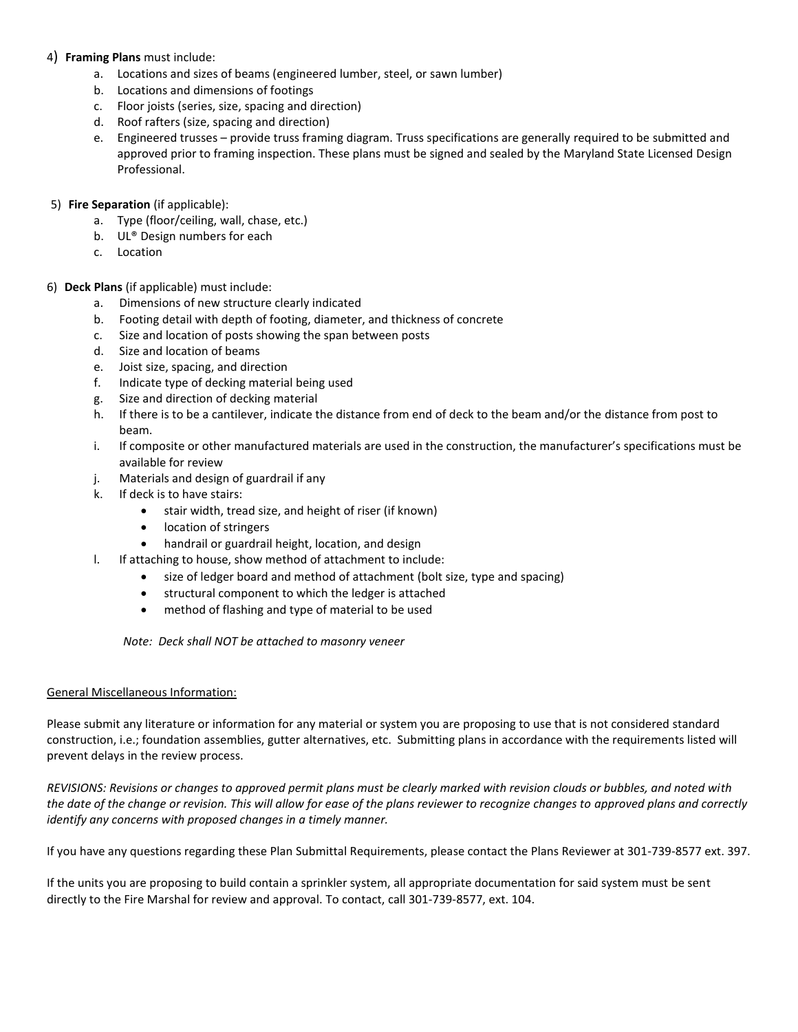4) **Framing Plans** must include:

a. Locations and sizes of beams (engineered lumber, steel, or sawn lumber)
b. Locations and dimensions of footings
c. Floor joists (series, size, spacing and direction)
d. Roof rafters (size, spacing and direction)
e. Engineered trusses – provide truss framing diagram. Truss specifications are generally required to be submitted and approved prior to framing inspection. These plans must be signed and sealed by the Maryland State Licensed Design Professional.

5) **Fire Separation** (if applicable):

a. Type (floor/ceiling, wall, chase, etc.)
b. UL® Design numbers for each
c. Location

6) **Deck Plans** (if applicable) must include:

a. Dimensions of new structure clearly indicated
b. Footing detail with depth of footing, diameter, and thickness of concrete
c. Size and location of posts showing the span between posts
d. Size and location of beams
e. Joist size, spacing, and direction
f. Indicate type of decking material being used
g. Size and direction of decking material
h. If there is to be a cantilever, indicate the distance from end of deck to the beam and/or the distance from post to beam.
i. If composite or other manufactured materials are used in the construction, the manufacturer's specifications must be available for review
j. Materials and design of guardrail if any
k. If deck is to have stairs:
   - stair width, tread size, and height of riser (if known)
   - location of stringers
   - handrail or guardrail height, location, and design
l. If attaching to house, show method of attachment to include:
   - size of ledger board and method of attachment (bolt size, type and spacing)
   - structural component to which the ledger is attached
   - method of flashing and type of material to be used

*Note: Deck shall NOT be attached to masonry veneer*

<u>General Miscellaneous Information:</u>

Please submit any literature or information for any material or system you are proposing to use that is not considered standard construction, i.e.; foundation assemblies, gutter alternatives, etc. Submitting plans in accordance with the requirements listed will prevent delays in the review process.

*REVISIONS: Revisions or changes to approved permit plans must be clearly marked with revision clouds or bubbles, and noted with the date of the change or revision. This will allow for ease of the plans reviewer to recognize changes to approved plans and correctly identify any concerns with proposed changes in a timely manner.*

If you have any questions regarding these Plan Submittal Requirements, please contact the Plans Reviewer at 301-739-8577 ext. 397.

If the units you are proposing to build contain a sprinkler system, all appropriate documentation for said system must be sent directly to the Fire Marshal for review and approval. To contact, call 301-739-8577, ext. 104.